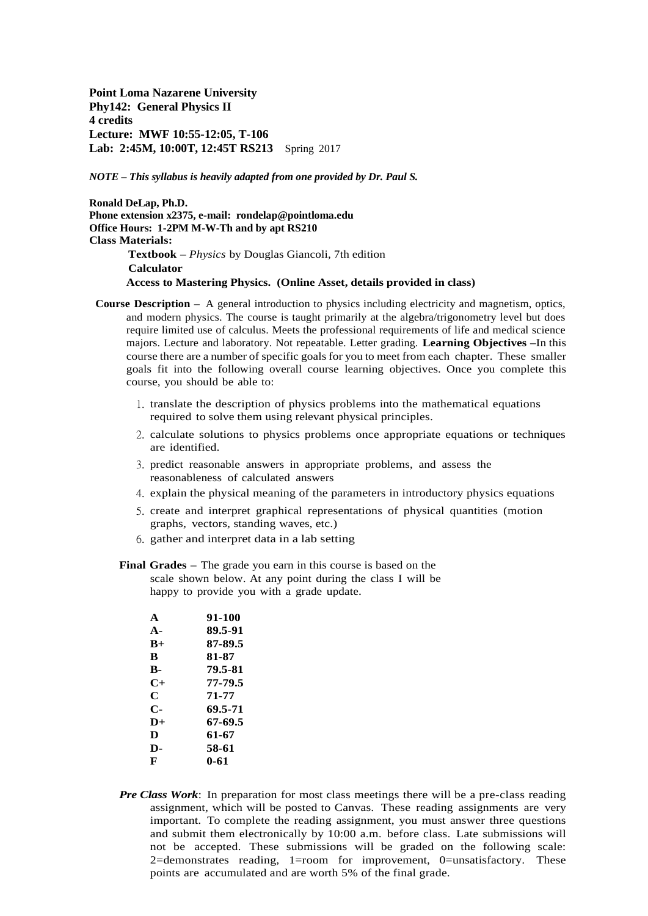**Point Loma Nazarene University**
**Phy142: General Physics II**
**4 credits**
**Lecture: MWF 10:55-12:05, T-106**
**Lab: 2:45M, 10:00T, 12:45T RS213** Spring 2017

***NOTE – This syllabus is heavily adapted from one provided by Dr. Paul S.***

**Ronald DeLap, Ph.D.**
**Phone extension x2375, e-mail: rondelap@pointloma.edu**
**Office Hours: 1-2PM M-W-Th and by apt RS210**
**Class Materials:**

- **Textbook** – *Physics* by Douglas Giancoli, 7th edition
- **Calculator**
- **Access to Mastering Physics. (Online Asset, details provided in class)**

**Course Description** – A general introduction to physics including electricity and magnetism, optics, and modern physics. The course is taught primarily at the algebra/trigonometry level but does require limited use of calculus. Meets the professional requirements of life and medical science majors. Lecture and laboratory. Not repeatable. Letter grading. **Learning Objectives** –In this course there are a number of specific goals for you to meet from each chapter. These smaller goals fit into the following overall course learning objectives. Once you complete this course, you should be able to:

1. translate the description of physics problems into the mathematical equations required to solve them using relevant physical principles.
2. calculate solutions to physics problems once appropriate equations or techniques are identified.
3. predict reasonable answers in appropriate problems, and assess the reasonableness of calculated answers
4. explain the physical meaning of the parameters in introductory physics equations
5. create and interpret graphical representations of physical quantities (motion graphs, vectors, standing waves, etc.)
6. gather and interpret data in a lab setting

**Final Grades** – The grade you earn in this course is based on the scale shown below. At any point during the class I will be happy to provide you with a grade update.

| Grade | Range |
|---|---|
| **A** | **91-100** |
| **A-** | **89.5-91** |
| **B+** | **87-89.5** |
| **B** | **81-87** |
| **B-** | **79.5-81** |
| **C+** | **77-79.5** |
| **C** | **71-77** |
| **C-** | **69.5-71** |
| **D+** | **67-69.5** |
| **D** | **61-67** |
| **D-** | **58-61** |
| **F** | **0-61** |

***Pre Class Work***: In preparation for most class meetings there will be a pre-class reading assignment, which will be posted to Canvas. These reading assignments are very important. To complete the reading assignment, you must answer three questions and submit them electronically by 10:00 a.m. before class. Late submissions will not be accepted. These submissions will be graded on the following scale: 2=demonstrates reading, 1=room for improvement, 0=unsatisfactory. These points are accumulated and are worth 5% of the final grade.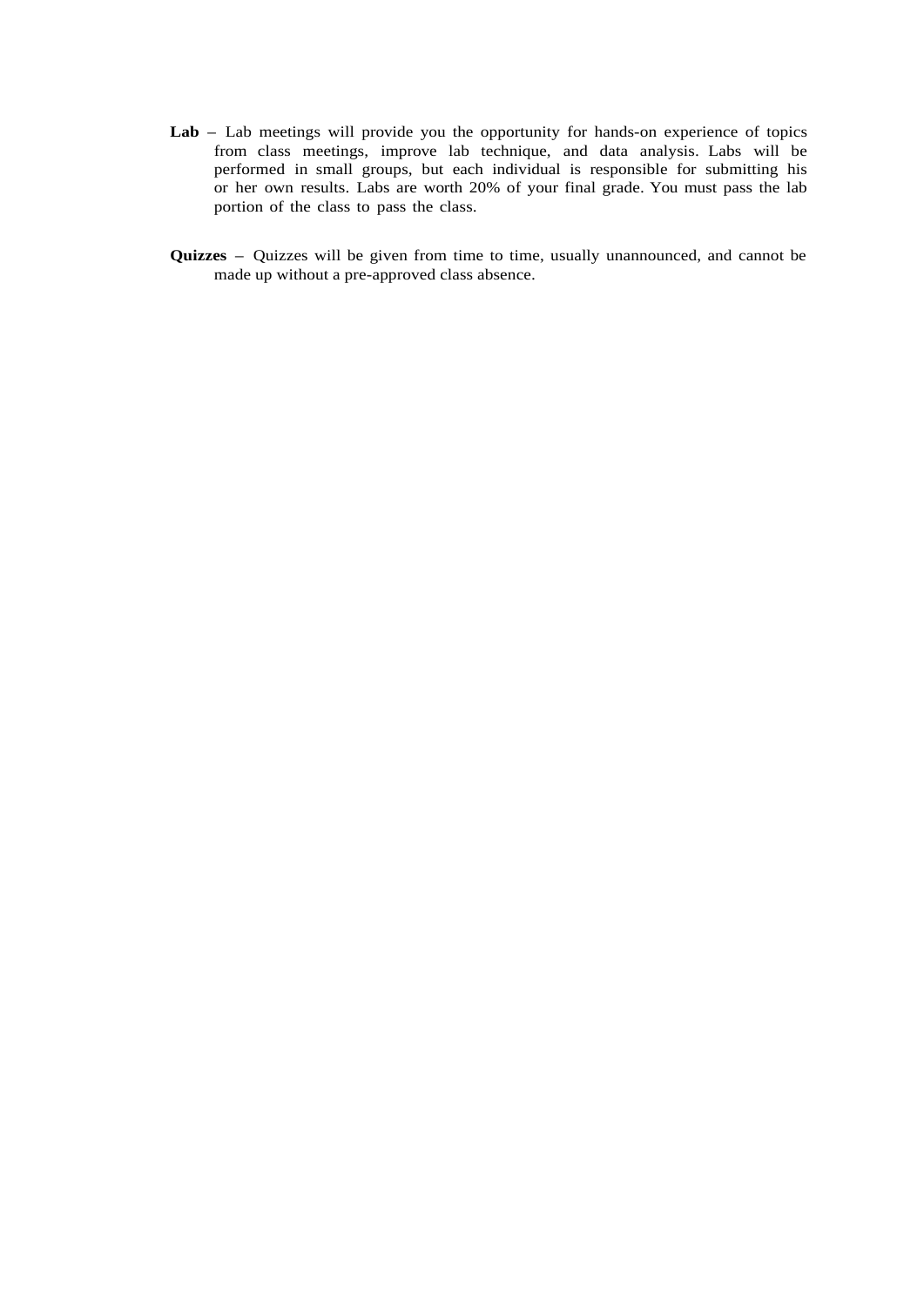**Lab** – Lab meetings will provide you the opportunity for hands-on experience of topics from class meetings, improve lab technique, and data analysis. Labs will be performed in small groups, but each individual is responsible for submitting his or her own results. Labs are worth 20% of your final grade. You must pass the lab portion of the class to pass the class.

**Quizzes** – Quizzes will be given from time to time, usually unannounced, and cannot be made up without a pre-approved class absence.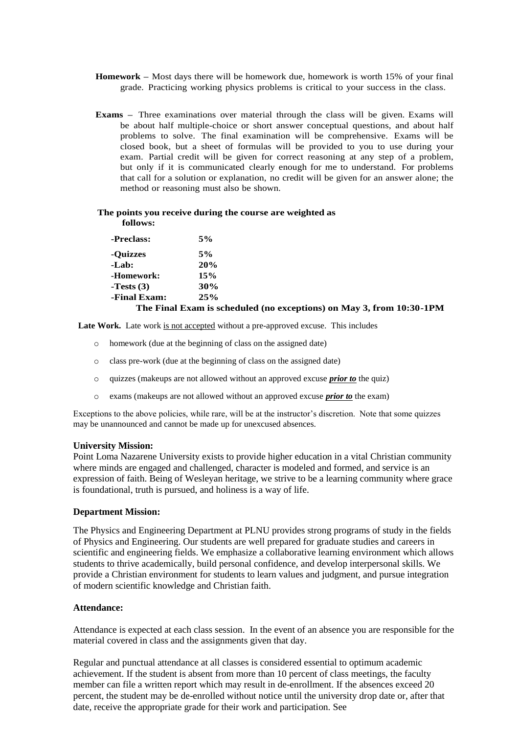**Homework** – Most days there will be homework due, homework is worth 15% of your final grade. Practicing working physics problems is critical to your success in the class.

**Exams** – Three examinations over material through the class will be given. Exams will be about half multiple-choice or short answer conceptual questions, and about half problems to solve. The final examination will be comprehensive. Exams will be closed book, but a sheet of formulas will be provided to you to use during your exam. Partial credit will be given for correct reasoning at any step of a problem, but only if it is communicated clearly enough for me to understand. For problems that call for a solution or explanation, no credit will be given for an answer alone; the method or reasoning must also be shown.

**The points you receive during the course are weighted as follows:**

| | |
|---|---|
| **-Preclass:** | **5%** |
| **-Quizzes** | **5%** |
| **-Lab:** | **20%** |
| **-Homework:** | **15%** |
| **-Tests (3)** | **30%** |
| **-Final Exam:** | **25%** |

**The Final Exam is scheduled (no exceptions) on May 3, from 10:30-1PM**

**Late Work.** Late work is not accepted without a pre-approved excuse. This includes

- homework (due at the beginning of class on the assigned date)
- class pre-work (due at the beginning of class on the assigned date)
- quizzes (makeups are not allowed without an approved excuse ***prior to*** the quiz)
- exams (makeups are not allowed without an approved excuse ***prior to*** the exam)

Exceptions to the above policies, while rare, will be at the instructor's discretion. Note that some quizzes may be unannounced and cannot be made up for unexcused absences.

### University Mission:

Point Loma Nazarene University exists to provide higher education in a vital Christian community where minds are engaged and challenged, character is modeled and formed, and service is an expression of faith. Being of Wesleyan heritage, we strive to be a learning community where grace is foundational, truth is pursued, and holiness is a way of life.

### Department Mission:

The Physics and Engineering Department at PLNU provides strong programs of study in the fields of Physics and Engineering. Our students are well prepared for graduate studies and careers in scientific and engineering fields. We emphasize a collaborative learning environment which allows students to thrive academically, build personal confidence, and develop interpersonal skills. We provide a Christian environment for students to learn values and judgment, and pursue integration of modern scientific knowledge and Christian faith.

### Attendance:

Attendance is expected at each class session. In the event of an absence you are responsible for the material covered in class and the assignments given that day.

Regular and punctual attendance at all classes is considered essential to optimum academic achievement. If the student is absent from more than 10 percent of class meetings, the faculty member can file a written report which may result in de-enrollment. If the absences exceed 20 percent, the student may be de-enrolled without notice until the university drop date or, after that date, receive the appropriate grade for their work and participation. See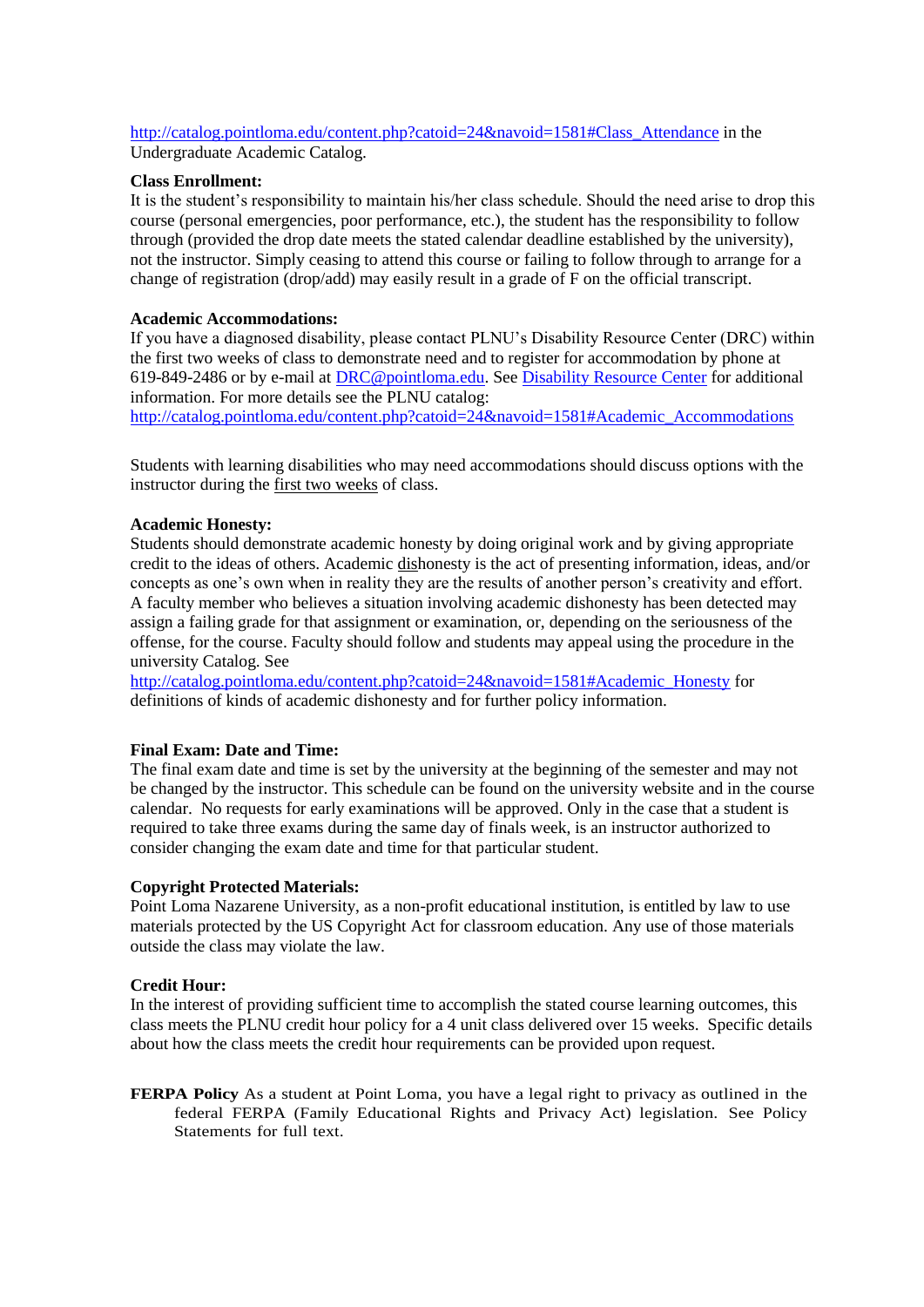http://catalog.pointloma.edu/content.php?catoid=24&navoid=1581#Class_Attendance in the Undergraduate Academic Catalog.

**Class Enrollment:**

It is the student's responsibility to maintain his/her class schedule. Should the need arise to drop this course (personal emergencies, poor performance, etc.), the student has the responsibility to follow through (provided the drop date meets the stated calendar deadline established by the university), not the instructor. Simply ceasing to attend this course or failing to follow through to arrange for a change of registration (drop/add) may easily result in a grade of F on the official transcript.

**Academic Accommodations:**

If you have a diagnosed disability, please contact PLNU's Disability Resource Center (DRC) within the first two weeks of class to demonstrate need and to register for accommodation by phone at 619-849-2486 or by e-mail at DRC@pointloma.edu. See Disability Resource Center for additional information. For more details see the PLNU catalog: http://catalog.pointloma.edu/content.php?catoid=24&navoid=1581#Academic_Accommodations

Students with learning disabilities who may need accommodations should discuss options with the instructor during the first two weeks of class.

**Academic Honesty:**

Students should demonstrate academic honesty by doing original work and by giving appropriate credit to the ideas of others. Academic dishonesty is the act of presenting information, ideas, and/or concepts as one's own when in reality they are the results of another person's creativity and effort. A faculty member who believes a situation involving academic dishonesty has been detected may assign a failing grade for that assignment or examination, or, depending on the seriousness of the offense, for the course. Faculty should follow and students may appeal using the procedure in the university Catalog. See http://catalog.pointloma.edu/content.php?catoid=24&navoid=1581#Academic_Honesty for definitions of kinds of academic dishonesty and for further policy information.

**Final Exam: Date and Time:**

The final exam date and time is set by the university at the beginning of the semester and may not be changed by the instructor. This schedule can be found on the university website and in the course calendar. No requests for early examinations will be approved. Only in the case that a student is required to take three exams during the same day of finals week, is an instructor authorized to consider changing the exam date and time for that particular student.

**Copyright Protected Materials:**

Point Loma Nazarene University, as a non-profit educational institution, is entitled by law to use materials protected by the US Copyright Act for classroom education. Any use of those materials outside the class may violate the law.

**Credit Hour:**

In the interest of providing sufficient time to accomplish the stated course learning outcomes, this class meets the PLNU credit hour policy for a 4 unit class delivered over 15 weeks. Specific details about how the class meets the credit hour requirements can be provided upon request.

**FERPA Policy** As a student at Point Loma, you have a legal right to privacy as outlined in the federal FERPA (Family Educational Rights and Privacy Act) legislation. See Policy Statements for full text.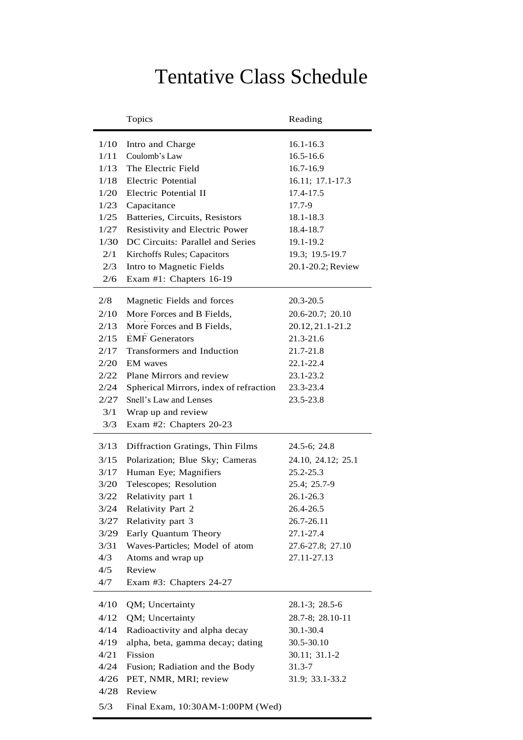# Tentative Class Schedule

| | Topics | Reading |
|---|---|---|
| 1/10 | Intro and Charge | 16.1-16.3 |
| 1/11 | Coulomb's Law | 16.5-16.6 |
| 1/13 | The Electric Field | 16.7-16.9 |
| 1/18 | Electric Potential | 16.11; 17.1-17.3 |
| 1/20 | Electric Potential II | 17.4-17.5 |
| 1/23 | Capacitance | 17.7-9 |
| 1/25 | Batteries, Circuits, Resistors | 18.1-18.3 |
| 1/27 | Resistivity and Electric Power | 18.4-18.7 |
| 1/30 | DC Circuits: Parallel and Series | 19.1-19.2 |
| 2/1 | Kirchoffs Rules; Capacitors | 19.3; 19.5-19.7 |
| 2/3 | Intro to Magnetic Fields | 20.1-20.2; Review |
| 2/6 | Exam #1: Chapters 16-19 | |
| 2/8 | Magnetic Fields and forces | 20.3-20.5 |
| 2/10 | More Forces and B Fields, | 20.6-20.7; 20.10 |
| 2/13 | More Forces and B Fields, | 20.12, 21.1-21.2 |
| 2/15 | EMF Generators | 21.3-21.6 |
| 2/17 | Transformers and Induction | 21.7-21.8 |
| 2/20 | EM waves | 22.1-22.4 |
| 2/22 | Plane Mirrors and review | 23.1-23.2 |
| 2/24 | Spherical Mirrors, index of refraction | 23.3-23.4 |
| 2/27 | Snell's Law and Lenses | 23.5-23.8 |
| 3/1 | Wrap up and review | |
| 3/3 | Exam #2: Chapters 20-23 | |
| 3/13 | Diffraction Gratings, Thin Films | 24.5-6; 24.8 |
| 3/15 | Polarization; Blue Sky; Cameras | 24.10, 24.12; 25.1 |
| 3/17 | Human Eye; Magnifiers | 25.2-25.3 |
| 3/20 | Telescopes; Resolution | 25.4; 25.7-9 |
| 3/22 | Relativity part 1 | 26.1-26.3 |
| 3/24 | Relativity Part 2 | 26.4-26.5 |
| 3/27 | Relativity part 3 | 26.7-26.11 |
| 3/29 | Early Quantum Theory | 27.1-27.4 |
| 3/31 | Waves-Particles; Model of atom | 27.6-27.8; 27.10 |
| 4/3 | Atoms and wrap up | 27.11-27.13 |
| 4/5 | Review | |
| 4/7 | Exam #3: Chapters 24-27 | |
| 4/10 | QM; Uncertainty | 28.1-3; 28.5-6 |
| 4/12 | QM; Uncertainty | 28.7-8; 28.10-11 |
| 4/14 | Radioactivity and alpha decay | 30.1-30.4 |
| 4/19 | alpha, beta, gamma decay; dating | 30.5-30.10 |
| 4/21 | Fission | 30.11; 31.1-2 |
| 4/24 | Fusion; Radiation and the Body | 31.3-7 |
| 4/26 | PET, NMR, MRI; review | 31.9; 33.1-33.2 |
| 4/28 | Review | |
| 5/3 | Final Exam, 10:30AM-1:00PM (Wed) | |